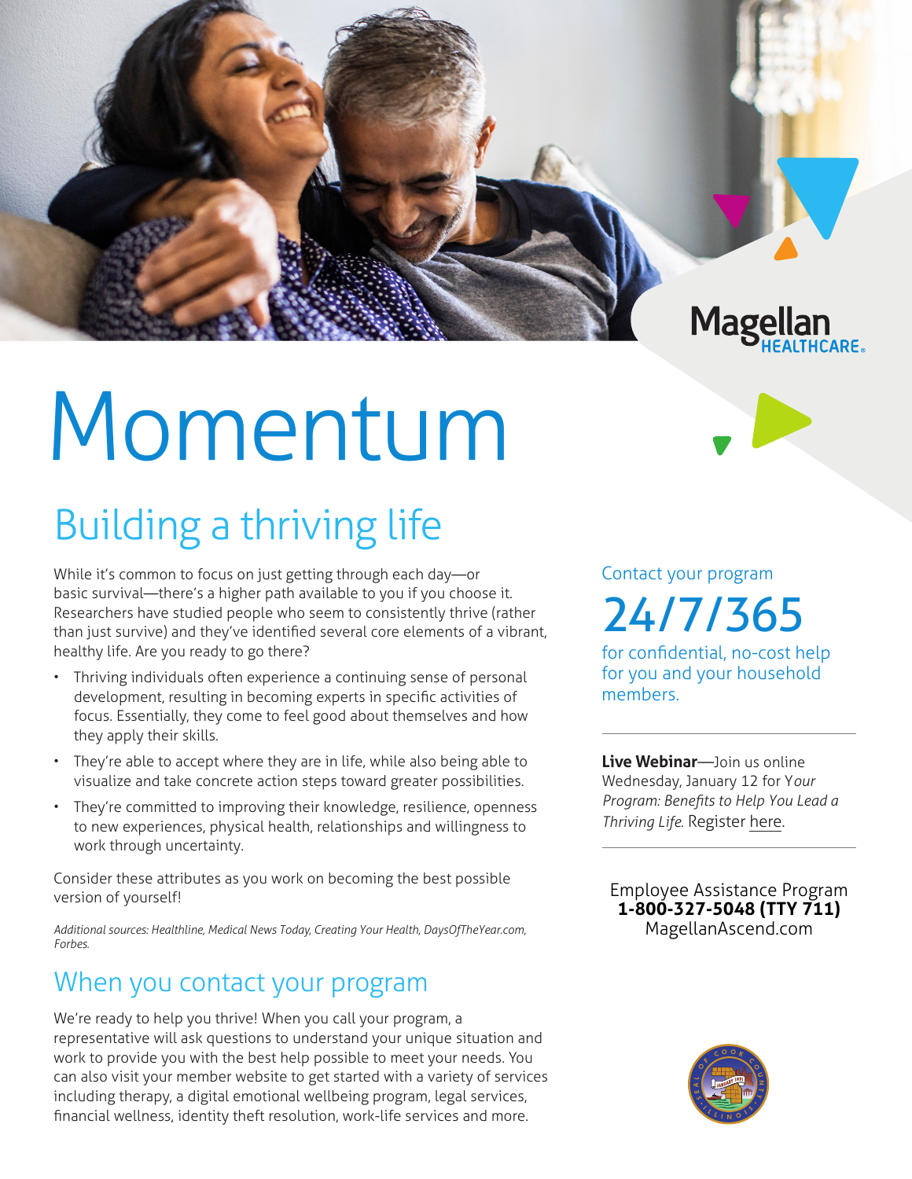Magellan HEALTHCARE

# Momentum

## Building a thriving life

While it's common to focus on just getting through each day—or basic survival—there's a higher path available to you if you choose it. Researchers have studied people who seem to consistently thrive (rather than just survive) and they've identified several core elements of a vibrant, healthy life. Are you ready to go there?

- Thriving individuals often experience a continuing sense of personal development, resulting in becoming experts in specific activities of focus. Essentially, they come to feel good about themselves and how they apply their skills.
- They're able to accept where they are in life, while also being able to visualize and take concrete action steps toward greater possibilities.
- They're committed to improving their knowledge, resilience, openness to new experiences, physical health, relationships and willingness to work through uncertainty.

Consider these attributes as you work on becoming the best possible version of yourself!

*Additional sources: Healthline, Medical News Today, Creating Your Health, DaysOfTheYear.com, Forbes.*

## When you contact your program

We're ready to help you thrive! When you call your program, a representative will ask questions to understand your unique situation and work to provide you with the best help possible to meet your needs. You can also visit your member website to get started with a variety of services including therapy, a digital emotional wellbeing program, legal services, financial wellness, identity theft resolution, work-life services and more.

Contact your program

# 24/7/365

for confidential, no-cost help for you and your household members.

---

**Live Webinar**—Join us online Wednesday, January 12 for *Your Program: Benefits to Help You Lead a Thriving Life.* Register here.

---

Employee Assistance Program
**1-800-327-5048 (TTY 711)**
MagellanAscend.com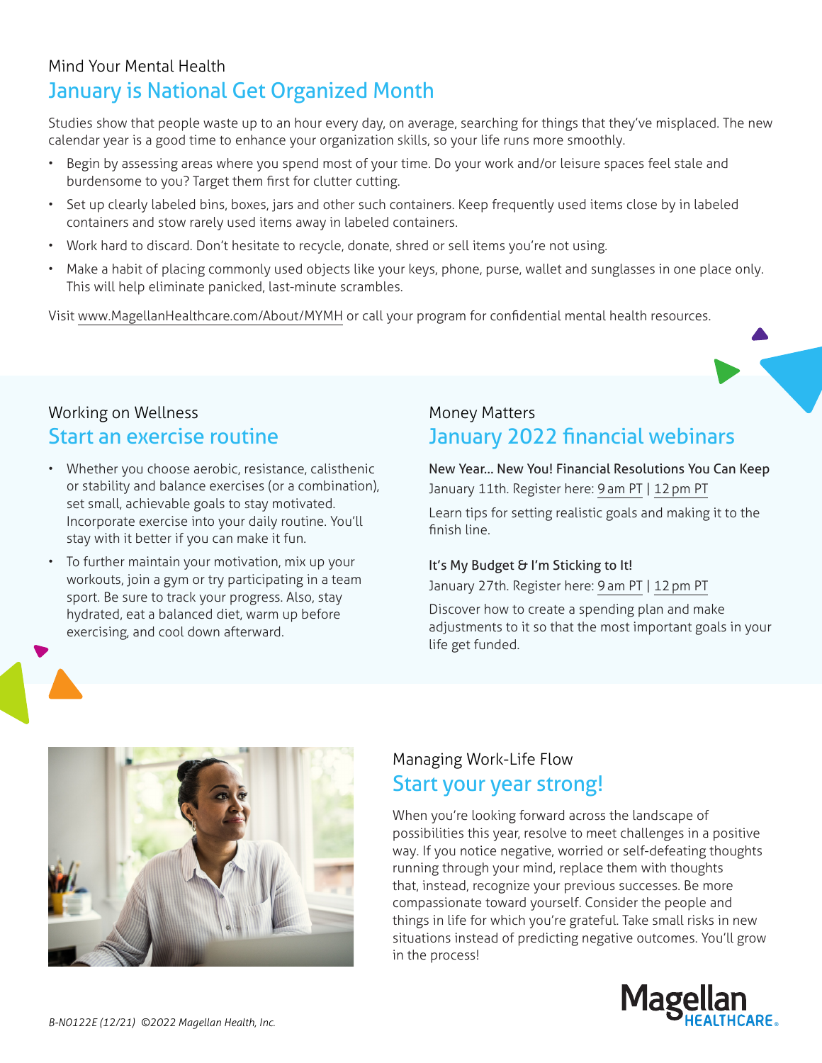Mind Your Mental Health

## January is National Get Organized Month

Studies show that people waste up to an hour every day, on average, searching for things that they've misplaced. The new calendar year is a good time to enhance your organization skills, so your life runs more smoothly.

- Begin by assessing areas where you spend most of your time. Do your work and/or leisure spaces feel stale and burdensome to you? Target them first for clutter cutting.
- Set up clearly labeled bins, boxes, jars and other such containers. Keep frequently used items close by in labeled containers and stow rarely used items away in labeled containers.
- Work hard to discard. Don't hesitate to recycle, donate, shred or sell items you're not using.
- Make a habit of placing commonly used objects like your keys, phone, purse, wallet and sunglasses in one place only. This will help eliminate panicked, last-minute scrambles.

Visit www.MagellanHealthcare.com/About/MYMH or call your program for confidential mental health resources.

Working on Wellness

## Start an exercise routine

- Whether you choose aerobic, resistance, calisthenic or stability and balance exercises (or a combination), set small, achievable goals to stay motivated. Incorporate exercise into your daily routine. You'll stay with it better if you can make it fun.
- To further maintain your motivation, mix up your workouts, join a gym or try participating in a team sport. Be sure to track your progress. Also, stay hydrated, eat a balanced diet, warm up before exercising, and cool down afterward.

Money Matters

## January 2022 financial webinars

**New Year... New You! Financial Resolutions You Can Keep**

January 11th. Register here: 9 am PT | 12 pm PT

Learn tips for setting realistic goals and making it to the finish line.

**It's My Budget & I'm Sticking to It!**

January 27th. Register here: 9 am PT | 12 pm PT

Discover how to create a spending plan and make adjustments to it so that the most important goals in your life get funded.

Managing Work-Life Flow

## Start your year strong!

When you're looking forward across the landscape of possibilities this year, resolve to meet challenges in a positive way. If you notice negative, worried or self-defeating thoughts running through your mind, replace them with thoughts that, instead, recognize your previous successes. Be more compassionate toward yourself. Consider the people and things in life for which you're grateful. Take small risks in new situations instead of predicting negative outcomes. You'll grow in the process!

*B-NO122E (12/21) ©2022 Magellan Health, Inc.*

Magellan HEALTHCARE.